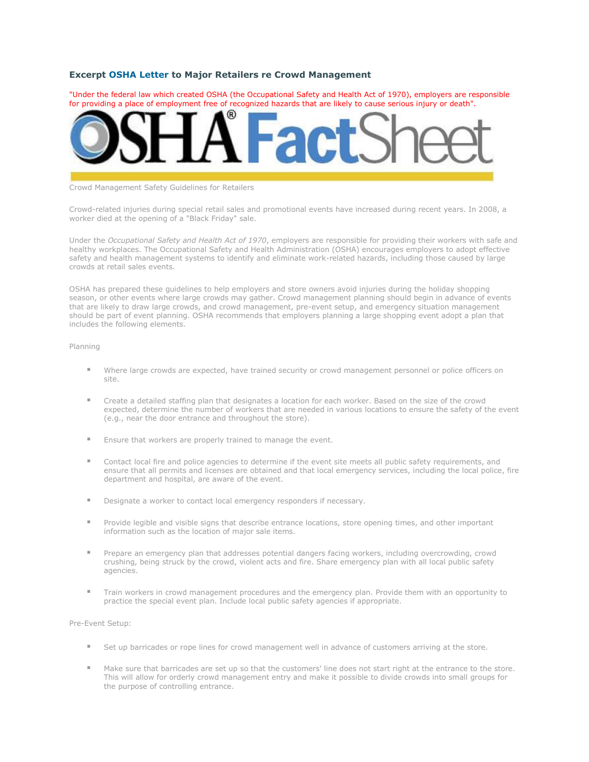### Excerpt OSHA Letter to Major Retailers re Crowd Management

"Under the federal law which created OSHA (the Occupational Safety and Health Act of 1970), employers are responsible for providing a place of employment free of recognized hazards that are likely to cause serious injury or death".

OSHA® FactSheet

Crowd Management Safety Guidelines for Retailers

Crowd-related injuries during special retail sales and promotional events have increased during recent years. In 2008, a worker died at the opening of a "Black Friday" sale.

Under the *Occupational Safety and Health Act of 1970*, employers are responsible for providing their workers with safe and healthy workplaces. The Occupational Safety and Health Administration (OSHA) encourages employers to adopt effective safety and health management systems to identify and eliminate work-related hazards, including those caused by large crowds at retail sales events.

OSHA has prepared these guidelines to help employers and store owners avoid injuries during the holiday shopping season, or other events where large crowds may gather. Crowd management planning should begin in advance of events that are likely to draw large crowds, and crowd management, pre-event setup, and emergency situation management should be part of event planning. OSHA recommends that employers planning a large shopping event adopt a plan that includes the following elements.

Planning

- Where large crowds are expected, have trained security or crowd management personnel or police officers on site.
- Create a detailed staffing plan that designates a location for each worker. Based on the size of the crowd expected, determine the number of workers that are needed in various locations to ensure the safety of the event (e.g., near the door entrance and throughout the store).
- Ensure that workers are properly trained to manage the event.
- Contact local fire and police agencies to determine if the event site meets all public safety requirements, and ensure that all permits and licenses are obtained and that local emergency services, including the local police, fire department and hospital, are aware of the event.
- Designate a worker to contact local emergency responders if necessary.
- Provide legible and visible signs that describe entrance locations, store opening times, and other important information such as the location of major sale items.
- Prepare an emergency plan that addresses potential dangers facing workers, including overcrowding, crowd crushing, being struck by the crowd, violent acts and fire. Share emergency plan with all local public safety agencies.
- Train workers in crowd management procedures and the emergency plan. Provide them with an opportunity to practice the special event plan. Include local public safety agencies if appropriate.

Pre-Event Setup:

- Set up barricades or rope lines for crowd management well in advance of customers arriving at the store.
- Make sure that barricades are set up so that the customers' line does not start right at the entrance to the store. This will allow for orderly crowd management entry and make it possible to divide crowds into small groups for the purpose of controlling entrance.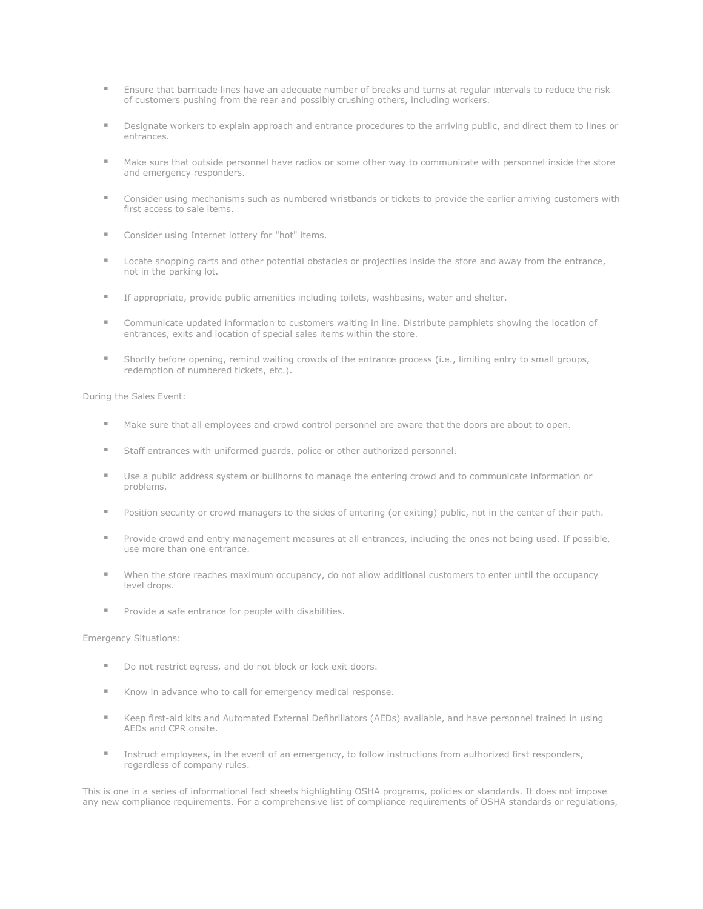- Ensure that barricade lines have an adequate number of breaks and turns at regular intervals to reduce the risk of customers pushing from the rear and possibly crushing others, including workers.
- Designate workers to explain approach and entrance procedures to the arriving public, and direct them to lines or entrances.
- Make sure that outside personnel have radios or some other way to communicate with personnel inside the store and emergency responders.
- Consider using mechanisms such as numbered wristbands or tickets to provide the earlier arriving customers with first access to sale items.
- Consider using Internet lottery for "hot" items.
- Locate shopping carts and other potential obstacles or projectiles inside the store and away from the entrance, not in the parking lot.
- If appropriate, provide public amenities including toilets, washbasins, water and shelter.
- Communicate updated information to customers waiting in line. Distribute pamphlets showing the location of entrances, exits and location of special sales items within the store.
- Shortly before opening, remind waiting crowds of the entrance process (i.e., limiting entry to small groups, redemption of numbered tickets, etc.).

During the Sales Event:

- Make sure that all employees and crowd control personnel are aware that the doors are about to open.
- Staff entrances with uniformed guards, police or other authorized personnel.
- Use a public address system or bullhorns to manage the entering crowd and to communicate information or problems.
- Position security or crowd managers to the sides of entering (or exiting) public, not in the center of their path.
- Provide crowd and entry management measures at all entrances, including the ones not being used. If possible, use more than one entrance.
- When the store reaches maximum occupancy, do not allow additional customers to enter until the occupancy level drops.
- Provide a safe entrance for people with disabilities.

Emergency Situations:

- Do not restrict egress, and do not block or lock exit doors.
- Know in advance who to call for emergency medical response.
- Keep first-aid kits and Automated External Defibrillators (AEDs) available, and have personnel trained in using AEDs and CPR onsite.
- Instruct employees, in the event of an emergency, to follow instructions from authorized first responders, regardless of company rules.

This is one in a series of informational fact sheets highlighting OSHA programs, policies or standards. It does not impose any new compliance requirements. For a comprehensive list of compliance requirements of OSHA standards or regulations,